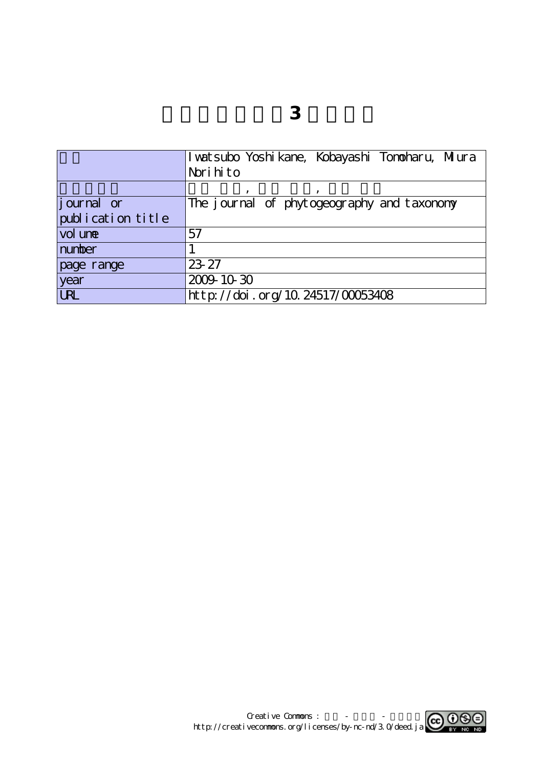# 3

| | |
|---|---|
| | Iwatsubo Yoshikane, Kobayashi Tomoharu, Miura Norihito |
| | , , |
| journal or publication title | The journal of phytogeography and taxonomy |
| volume | 57 |
| number | 1 |
| page range | 23-27 |
| year | 2009-10-30 |
| URL | http://doi.org/10.24517/00053408 |

Creative Commons : - -
http://creativecommons.org/licenses/by-nc-nd/3.0/deed.ja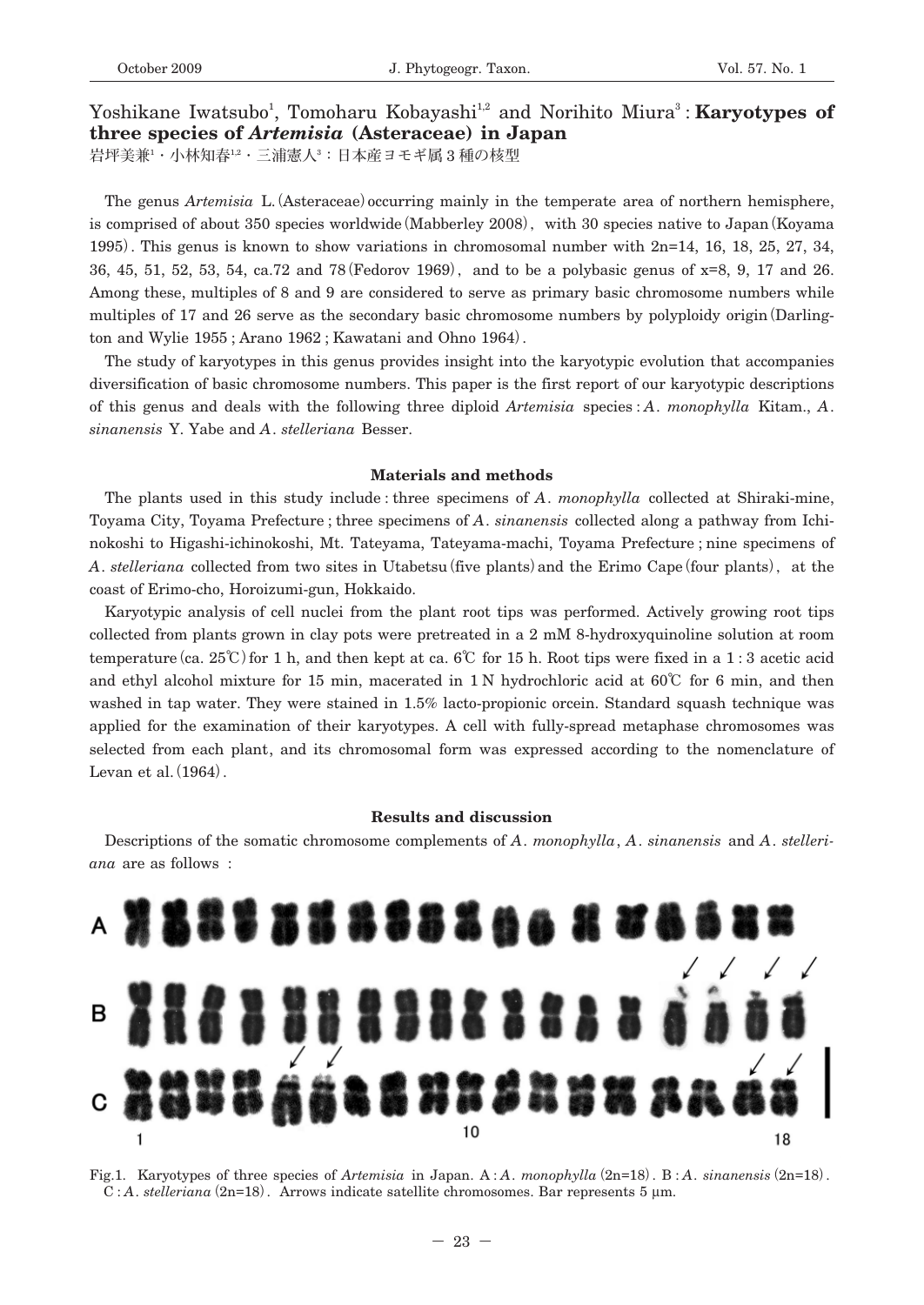Yoshikane Iwatsubo[1], Tomoharu Kobayashi[1,2] and Norihito Miura[3] : **Karyotypes of three species of *Artemisia* (Asteraceae) in Japan**

岩坪美兼[1]・小林知春[1,2]・三浦憲人[3]：日本産ヨモギ属 3 種の核型

The genus *Artemisia* L. (Asteraceae) occurring mainly in the temperate area of northern hemisphere, is comprised of about 350 species worldwide (Mabberley 2008), with 30 species native to Japan (Koyama 1995). This genus is known to show variations in chromosomal number with 2n=14, 16, 18, 25, 27, 34, 36, 45, 51, 52, 53, 54, ca.72 and 78 (Fedorov 1969), and to be a polybasic genus of x=8, 9, 17 and 26. Among these, multiples of 8 and 9 are considered to serve as primary basic chromosome numbers while multiples of 17 and 26 serve as the secondary basic chromosome numbers by polyploidy origin (Darlington and Wylie 1955 ; Arano 1962 ; Kawatani and Ohno 1964).

The study of karyotypes in this genus provides insight into the karyotypic evolution that accompanies diversification of basic chromosome numbers. This paper is the first report of our karyotypic descriptions of this genus and deals with the following three diploid *Artemisia* species : *A. monophylla* Kitam., *A. sinanensis* Y. Yabe and *A. stelleriana* Besser.

## Materials and methods

The plants used in this study include : three specimens of *A. monophylla* collected at Shiraki-mine, Toyama City, Toyama Prefecture ; three specimens of *A. sinanensis* collected along a pathway from Ichinokoshi to Higashi-ichinokoshi, Mt. Tateyama, Tateyama-machi, Toyama Prefecture ; nine specimens of *A. stelleriana* collected from two sites in Utabetsu (five plants) and the Erimo Cape (four plants), at the coast of Erimo-cho, Horoizumi-gun, Hokkaido.

Karyotypic analysis of cell nuclei from the plant root tips was performed. Actively growing root tips collected from plants grown in clay pots were pretreated in a 2 mM 8-hydroxyquinoline solution at room temperature (ca. 25℃) for 1 h, and then kept at ca. 6℃ for 15 h. Root tips were fixed in a 1 : 3 acetic acid and ethyl alcohol mixture for 15 min, macerated in 1 N hydrochloric acid at 60℃ for 6 min, and then washed in tap water. They were stained in 1.5% lacto-propionic orcein. Standard squash technique was applied for the examination of their karyotypes. A cell with fully-spread metaphase chromosomes was selected from each plant, and its chromosomal form was expressed according to the nomenclature of Levan et al. (1964).

## Results and discussion

Descriptions of the somatic chromosome complements of *A. monophylla*, *A. sinanensis* and *A. stelleriana* are as follows :

Fig.1. Karyotypes of three species of *Artemisia* in Japan. A : *A. monophylla* (2n=18). B : *A. sinanensis* (2n=18). C : *A. stelleriana* (2n=18). Arrows indicate satellite chromosomes. Bar represents 5 μm.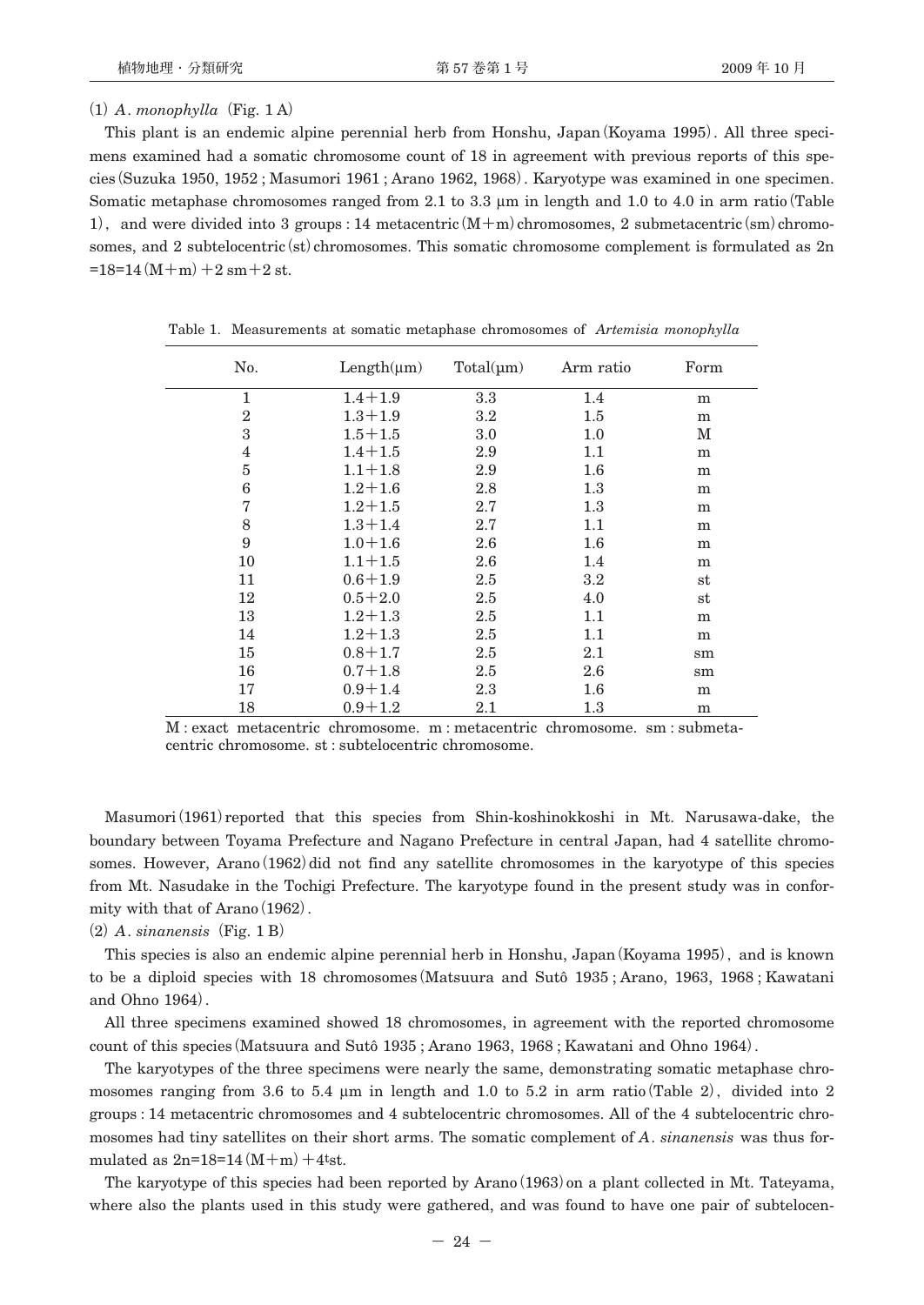(1) *A. monophylla* (Fig. 1 A)

This plant is an endemic alpine perennial herb from Honshu, Japan (Koyama 1995). All three specimens examined had a somatic chromosome count of 18 in agreement with previous reports of this species (Suzuka 1950, 1952; Masumori 1961; Arano 1962, 1968). Karyotype was examined in one specimen. Somatic metaphase chromosomes ranged from 2.1 to 3.3 µm in length and 1.0 to 4.0 in arm ratio (Table 1), and were divided into 3 groups: 14 metacentric (M+m) chromosomes, 2 submetacentric (sm) chromosomes, and 2 subtelocentric (st) chromosomes. This somatic chromosome complement is formulated as 2n=18=14 (M+m)+2 sm+2 st.

Table 1. Measurements at somatic metaphase chromosomes of *Artemisia monophylla*

| No. | Length(µm) | Total(µm) | Arm ratio | Form |
|---|---|---|---|---|
| 1 | 1.4+1.9 | 3.3 | 1.4 | m |
| 2 | 1.3+1.9 | 3.2 | 1.5 | m |
| 3 | 1.5+1.5 | 3.0 | 1.0 | M |
| 4 | 1.4+1.5 | 2.9 | 1.1 | m |
| 5 | 1.1+1.8 | 2.9 | 1.6 | m |
| 6 | 1.2+1.6 | 2.8 | 1.3 | m |
| 7 | 1.2+1.5 | 2.7 | 1.3 | m |
| 8 | 1.3+1.4 | 2.7 | 1.1 | m |
| 9 | 1.0+1.6 | 2.6 | 1.6 | m |
| 10 | 1.1+1.5 | 2.6 | 1.4 | m |
| 11 | 0.6+1.9 | 2.5 | 3.2 | st |
| 12 | 0.5+2.0 | 2.5 | 4.0 | st |
| 13 | 1.2+1.3 | 2.5 | 1.1 | m |
| 14 | 1.2+1.3 | 2.5 | 1.1 | m |
| 15 | 0.8+1.7 | 2.5 | 2.1 | sm |
| 16 | 0.7+1.8 | 2.5 | 2.6 | sm |
| 17 | 0.9+1.4 | 2.3 | 1.6 | m |
| 18 | 0.9+1.2 | 2.1 | 1.3 | m |

M: exact metacentric chromosome. m: metacentric chromosome. sm: submetacentric chromosome. st: subtelocentric chromosome.

Masumori (1961) reported that this species from Shin-koshinokkoshi in Mt. Narusawa-dake, the boundary between Toyama Prefecture and Nagano Prefecture in central Japan, had 4 satellite chromosomes. However, Arano (1962) did not find any satellite chromosomes in the karyotype of this species from Mt. Nasudake in the Tochigi Prefecture. The karyotype found in the present study was in conformity with that of Arano (1962).

(2) *A. sinanensis* (Fig. 1 B)

This species is also an endemic alpine perennial herb in Honshu, Japan (Koyama 1995), and is known to be a diploid species with 18 chromosomes (Matsuura and Sutô 1935; Arano, 1963, 1968; Kawatani and Ohno 1964).

All three specimens examined showed 18 chromosomes, in agreement with the reported chromosome count of this species (Matsuura and Sutô 1935; Arano 1963, 1968; Kawatani and Ohno 1964).

The karyotypes of the three specimens were nearly the same, demonstrating somatic metaphase chromosomes ranging from 3.6 to 5.4 µm in length and 1.0 to 5.2 in arm ratio (Table 2), divided into 2 groups: 14 metacentric chromosomes and 4 subtelocentric chromosomes. All of the 4 subtelocentric chromosomes had tiny satellites on their short arms. The somatic complement of *A. sinanensis* was thus formulated as 2n=18=14 (M+m)+4$^{t}$st.

The karyotype of this species had been reported by Arano (1963) on a plant collected in Mt. Tateyama, where also the plants used in this study were gathered, and was found to have one pair of subtelocen-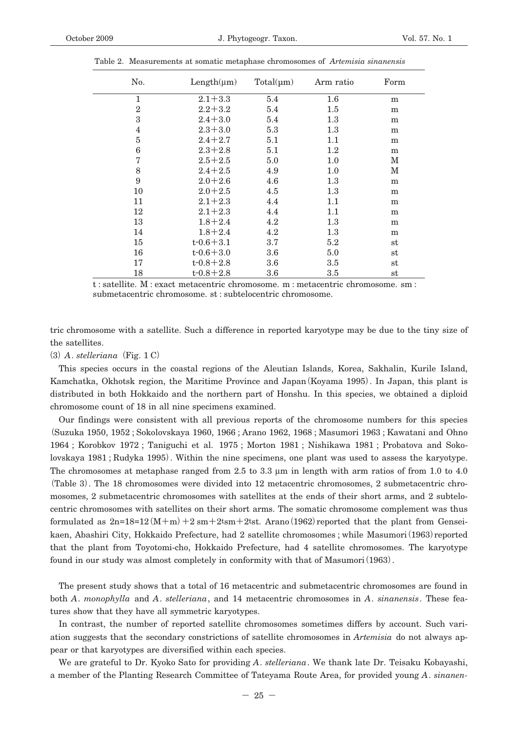Table 2. Measurements at somatic metaphase chromosomes of *Artemisia sinanensis*

| No. | Length(μm) | Total(μm) | Arm ratio | Form |
|---|---|---|---|---|
| 1 | 2.1+3.3 | 5.4 | 1.6 | m |
| 2 | 2.2+3.2 | 5.4 | 1.5 | m |
| 3 | 2.4+3.0 | 5.4 | 1.3 | m |
| 4 | 2.3+3.0 | 5.3 | 1.3 | m |
| 5 | 2.4+2.7 | 5.1 | 1.1 | m |
| 6 | 2.3+2.8 | 5.1 | 1.2 | m |
| 7 | 2.5+2.5 | 5.0 | 1.0 | M |
| 8 | 2.4+2.5 | 4.9 | 1.0 | M |
| 9 | 2.0+2.6 | 4.6 | 1.3 | m |
| 10 | 2.0+2.5 | 4.5 | 1.3 | m |
| 11 | 2.1+2.3 | 4.4 | 1.1 | m |
| 12 | 2.1+2.3 | 4.4 | 1.1 | m |
| 13 | 1.8+2.4 | 4.2 | 1.3 | m |
| 14 | 1.8+2.4 | 4.2 | 1.3 | m |
| 15 | t-0.6+3.1 | 3.7 | 5.2 | st |
| 16 | t-0.6+3.0 | 3.6 | 5.0 | st |
| 17 | t-0.8+2.8 | 3.6 | 3.5 | st |
| 18 | t-0.8+2.8 | 3.6 | 3.5 | st |

t : satellite. M : exact metacentric chromosome. m : metacentric chromosome. sm : submetacentric chromosome. st : subtelocentric chromosome.

tric chromosome with a satellite. Such a difference in reported karyotype may be due to the tiny size of the satellites.

(3) *A. stelleriana* (Fig. 1 C)

This species occurs in the coastal regions of the Aleutian Islands, Korea, Sakhalin, Kurile Island, Kamchatka, Okhotsk region, the Maritime Province and Japan (Koyama 1995). In Japan, this plant is distributed in both Hokkaido and the northern part of Honshu. In this species, we obtained a diploid chromosome count of 18 in all nine specimens examined.

Our findings were consistent with all previous reports of the chromosome numbers for this species (Suzuka 1950, 1952 ; Sokolovskaya 1960, 1966 ; Arano 1962, 1968 ; Masumori 1963 ; Kawatani and Ohno 1964 ; Korobkov 1972 ; Taniguchi et al. 1975 ; Morton 1981 ; Nishikawa 1981 ; Probatova and Sokolovskaya 1981 ; Rudyka 1995). Within the nine specimens, one plant was used to assess the karyotype. The chromosomes at metaphase ranged from 2.5 to 3.3 μm in length with arm ratios of from 1.0 to 4.0 (Table 3). The 18 chromosomes were divided into 12 metacentric chromosomes, 2 submetacentric chromosomes, 2 submetacentric chromosomes with satellites at the ends of their short arms, and 2 subtelocentric chromosomes with satellites on their short arms. The somatic chromosome complement was thus formulated as $2n=18=12(M+m)+2\,sm+2^{t}sm+2^{t}st$. Arano (1962) reported that the plant from Genseikaen, Abashiri City, Hokkaido Prefecture, had 2 satellite chromosomes ; while Masumori (1963) reported that the plant from Toyotomi-cho, Hokkaido Prefecture, had 4 satellite chromosomes. The karyotype found in our study was almost completely in conformity with that of Masumori (1963).

The present study shows that a total of 16 metacentric and submetacentric chromosomes are found in both *A. monophylla* and *A. stelleriana*, and 14 metacentric chromosomes in *A. sinanensis*. These features show that they have all symmetric karyotypes.

In contrast, the number of reported satellite chromosomes sometimes differs by account. Such variation suggests that the secondary constrictions of satellite chromosomes in *Artemisia* do not always appear or that karyotypes are diversified within each species.

We are grateful to Dr. Kyoko Sato for providing *A. stelleriana*. We thank late Dr. Teisaku Kobayashi, a member of the Planting Research Committee of Tateyama Route Area, for provided young *A. sinanen-*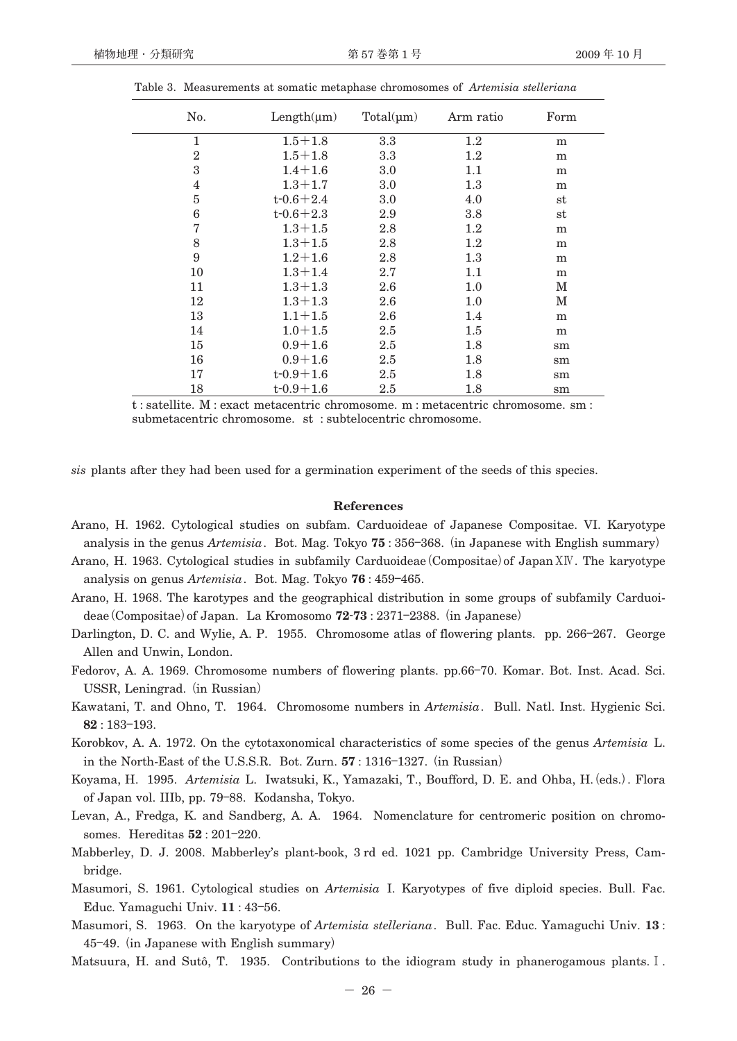Table 3. Measurements at somatic metaphase chromosomes of *Artemisia stelleriana*

| No. | Length(μm) | Total(μm) | Arm ratio | Form |
|---|---|---|---|---|
| 1 | 1.5+1.8 | 3.3 | 1.2 | m |
| 2 | 1.5+1.8 | 3.3 | 1.2 | m |
| 3 | 1.4+1.6 | 3.0 | 1.1 | m |
| 4 | 1.3+1.7 | 3.0 | 1.3 | m |
| 5 | t-0.6+2.4 | 3.0 | 4.0 | st |
| 6 | t-0.6+2.3 | 2.9 | 3.8 | st |
| 7 | 1.3+1.5 | 2.8 | 1.2 | m |
| 8 | 1.3+1.5 | 2.8 | 1.2 | m |
| 9 | 1.2+1.6 | 2.8 | 1.3 | m |
| 10 | 1.3+1.4 | 2.7 | 1.1 | m |
| 11 | 1.3+1.3 | 2.6 | 1.0 | M |
| 12 | 1.3+1.3 | 2.6 | 1.0 | M |
| 13 | 1.1+1.5 | 2.6 | 1.4 | m |
| 14 | 1.0+1.5 | 2.5 | 1.5 | m |
| 15 | 0.9+1.6 | 2.5 | 1.8 | sm |
| 16 | 0.9+1.6 | 2.5 | 1.8 | sm |
| 17 | t-0.9+1.6 | 2.5 | 1.8 | sm |
| 18 | t-0.9+1.6 | 2.5 | 1.8 | sm |

t : satellite. M : exact metacentric chromosome. m : metacentric chromosome. sm : submetacentric chromosome. st : subtelocentric chromosome.

*sis* plants after they had been used for a germination experiment of the seeds of this species.

## References

Arano, H. 1962. Cytological studies on subfam. Carduoideae of Japanese Compositae. VI. Karyotype analysis in the genus *Artemisia*. Bot. Mag. Tokyo **75** : 356–368. (in Japanese with English summary)

Arano, H. 1963. Cytological studies in subfamily Carduoideae (Compositae) of Japan XIV. The karyotype analysis on genus *Artemisia*. Bot. Mag. Tokyo **76** : 459–465.

Arano, H. 1968. The karotypes and the geographical distribution in some groups of subfamily Carduoideae (Compositae) of Japan. La Kromosomo **72-73** : 2371–2388. (in Japanese)

Darlington, D. C. and Wylie, A. P. 1955. Chromosome atlas of flowering plants. pp. 266–267. George Allen and Unwin, London.

Fedorov, A. A. 1969. Chromosome numbers of flowering plants. pp.66–70. Komar. Bot. Inst. Acad. Sci. USSR, Leningrad. (in Russian)

Kawatani, T. and Ohno, T. 1964. Chromosome numbers in *Artemisia*. Bull. Natl. Inst. Hygienic Sci. **82** : 183–193.

Korobkov, A. A. 1972. On the cytotaxonomical characteristics of some species of the genus *Artemisia* L. in the North-East of the U.S.S.R. Bot. Zurn. **57** : 1316–1327. (in Russian)

Koyama, H. 1995. *Artemisia* L. Iwatsuki, K., Yamazaki, T., Boufford, D. E. and Ohba, H. (eds.). Flora of Japan vol. IIIb, pp. 79–88. Kodansha, Tokyo.

Levan, A., Fredga, K. and Sandberg, A. A. 1964. Nomenclature for centromeric position on chromosomes. Hereditas **52** : 201–220.

Mabberley, D. J. 2008. Mabberley's plant-book, 3 rd ed. 1021 pp. Cambridge University Press, Cambridge.

Masumori, S. 1961. Cytological studies on *Artemisia* I. Karyotypes of five diploid species. Bull. Fac. Educ. Yamaguchi Univ. **11** : 43–56.

Masumori, S. 1963. On the karyotype of *Artemisia stelleriana*. Bull. Fac. Educ. Yamaguchi Univ. **13** : 45–49. (in Japanese with English summary)

Matsuura, H. and Sutô, T. 1935. Contributions to the idiogram study in phanerogamous plants. I.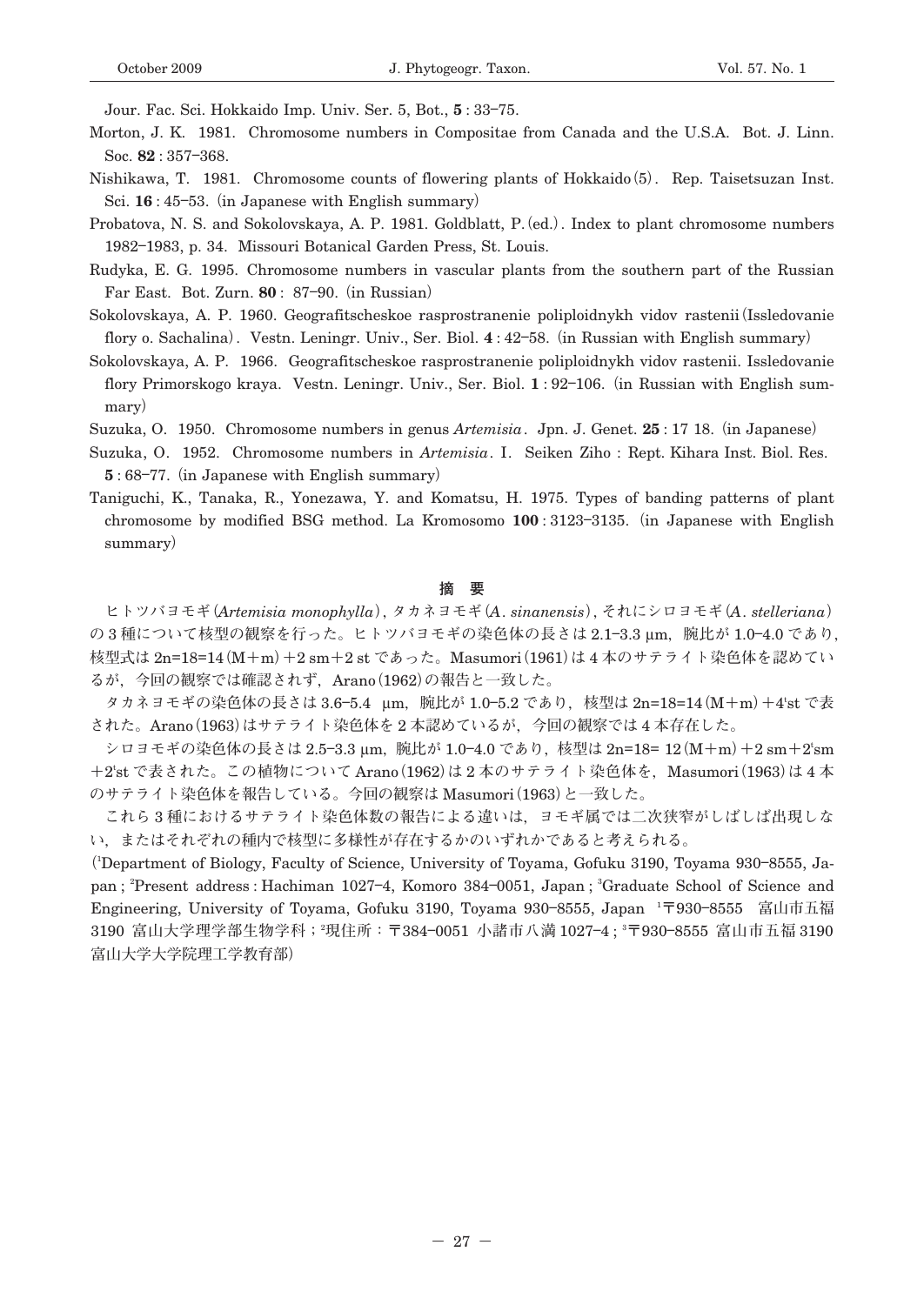Jour. Fac. Sci. Hokkaido Imp. Univ. Ser. 5, Bot., **5** : 33–75.

Morton, J. K. 1981. Chromosome numbers in Compositae from Canada and the U.S.A. Bot. J. Linn. Soc. **82** : 357–368.

Nishikawa, T. 1981. Chromosome counts of flowering plants of Hokkaido (5). Rep. Taisetsuzan Inst. Sci. **16** : 45–53. (in Japanese with English summary)

Probatova, N. S. and Sokolovskaya, A. P. 1981. Goldblatt, P. (ed.). Index to plant chromosome numbers 1982–1983, p. 34. Missouri Botanical Garden Press, St. Louis.

Rudyka, E. G. 1995. Chromosome numbers in vascular plants from the southern part of the Russian Far East. Bot. Zurn. **80** : 87–90. (in Russian)

Sokolovskaya, A. P. 1960. Geografitscheskoe rasprostranenie poliploidnykh vidov rastenii (Issledovanie flory o. Sachalina). Vestn. Leningr. Univ., Ser. Biol. **4** : 42–58. (in Russian with English summary)

Sokolovskaya, A. P. 1966. Geografitscheskoe rasprostranenie poliploidnykh vidov rastenii. Issledovanie flory Primorskogo kraya. Vestn. Leningr. Univ., Ser. Biol. **1** : 92–106. (in Russian with English summary)

Suzuka, O. 1950. Chromosome numbers in genus *Artemisia*. Jpn. J. Genet. **25** : 17 18. (in Japanese)

Suzuka, O. 1952. Chromosome numbers in *Artemisia*. I. Seiken Ziho : Rept. Kihara Inst. Biol. Res. **5** : 68–77. (in Japanese with English summary)

Taniguchi, K., Tanaka, R., Yonezawa, Y. and Komatsu, H. 1975. Types of banding patterns of plant chromosome by modified BSG method. La Kromosomo **100** : 3123–3135. (in Japanese with English summary)

## 摘　要

ヒトツバヨモギ(*Artemisia monophylla*), タカネヨモギ(*A. sinanensis*), それにシロヨモギ(*A. stelleriana*)の3種について核型の観察を行った。ヒトツバヨモギの染色体の長さは2.1–3.3 µm, 腕比が1.0–4.0であり, 核型式は2n=18=14(M+m)+2 sm+2 stであった。Masumori (1961)は4本のサテライト染色体を認めているが, 今回の観察では確認されず, Arano (1962)の報告と一致した。

タカネヨモギの染色体の長さは3.6–5.4 µm, 腕比が1.0–5.2であり, 核型は2n=18=14(M+m)+4$^{s}$stで表された。Arano (1963)はサテライト染色体を2本認めているが, 今回の観察では4本存在した。

シロヨモギの染色体の長さは2.5–3.3 µm, 腕比が1.0–4.0であり, 核型は2n=18= 12(M+m)+2 sm+2$^{s}$sm+2$^{s}$stで表された。この植物についてArano (1962)は2本のサテライト染色体を, Masumori (1963)は4本のサテライト染色体を報告している。今回の観察はMasumori (1963)と一致した。

これら3種におけるサテライト染色体数の報告による違いは, ヨモギ属では二次狭窄がしばしば出現しない, またはそれぞれの種内で核型に多様性が存在するかのいずれかであると考えられる。

([1]Department of Biology, Faculty of Science, University of Toyama, Gofuku 3190, Toyama 930–8555, Japan ; [2]Present address : Hachiman 1027–4, Komoro 384–0051, Japan ; [3]Graduate School of Science and Engineering, University of Toyama, Gofuku 3190, Toyama 930–8555, Japan　[1]〒930–8555　富山市五福3190 富山大学理学部生物学科 ; [2]現住所 : 〒384–0051 小諸市八満1027–4 ; [3]〒930–8555 富山市五福3190 富山大学大学院理工学教育部)